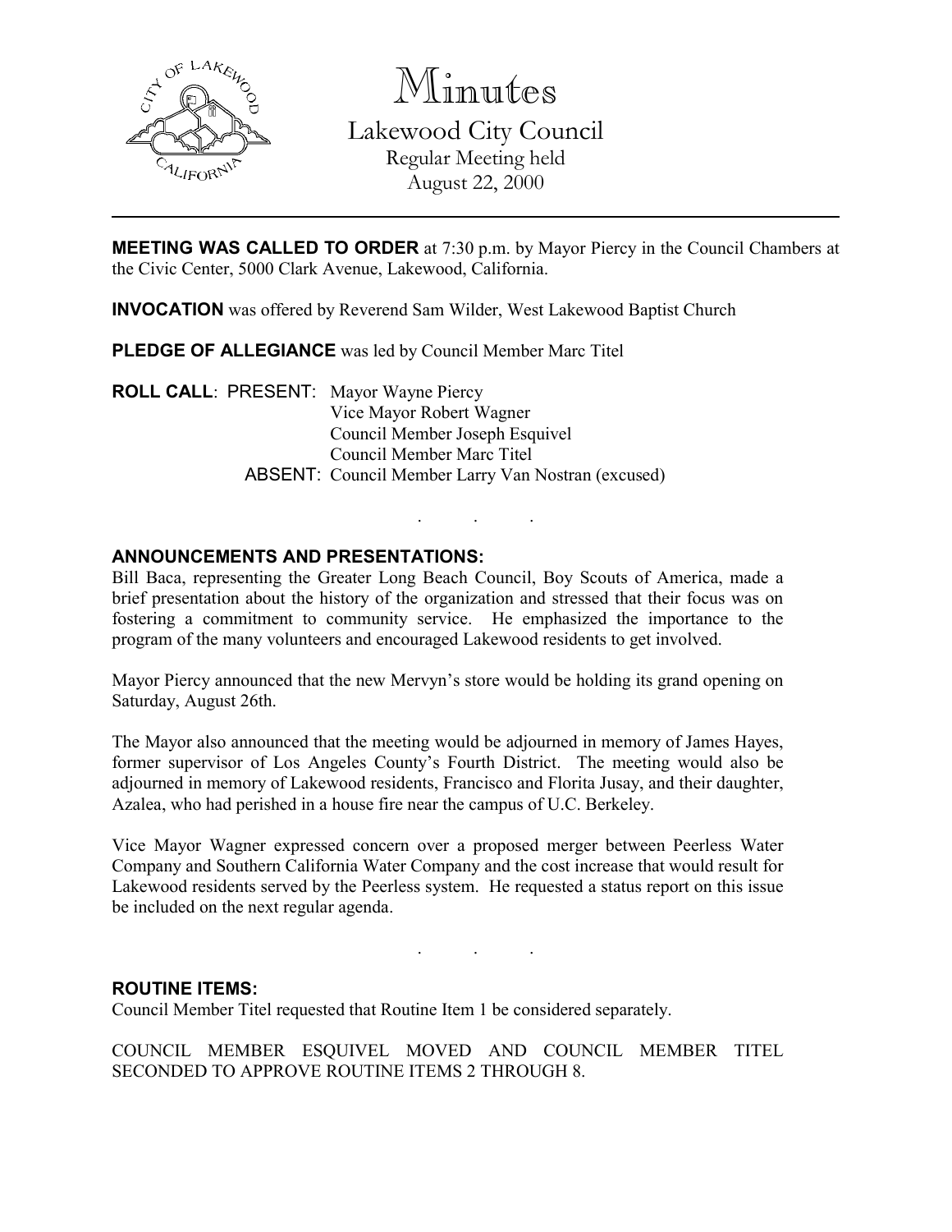# Minutes

## Lakewood City Council

Regular Meeting held
August 22, 2000

**MEETING WAS CALLED TO ORDER** at 7:30 p.m. by Mayor Piercy in the Council Chambers at the Civic Center, 5000 Clark Avenue, Lakewood, California.

**INVOCATION** was offered by Reverend Sam Wilder, West Lakewood Baptist Church

**PLEDGE OF ALLEGIANCE** was led by Council Member Marc Titel

**ROLL CALL**: PRESENT: Mayor Wayne Piercy
Vice Mayor Robert Wagner
Council Member Joseph Esquivel
Council Member Marc Titel
ABSENT: Council Member Larry Van Nostran (excused)

. . .

**ANNOUNCEMENTS AND PRESENTATIONS:**

Bill Baca, representing the Greater Long Beach Council, Boy Scouts of America, made a brief presentation about the history of the organization and stressed that their focus was on fostering a commitment to community service. He emphasized the importance to the program of the many volunteers and encouraged Lakewood residents to get involved.

Mayor Piercy announced that the new Mervyn's store would be holding its grand opening on Saturday, August 26th.

The Mayor also announced that the meeting would be adjourned in memory of James Hayes, former supervisor of Los Angeles County's Fourth District. The meeting would also be adjourned in memory of Lakewood residents, Francisco and Florita Jusay, and their daughter, Azalea, who had perished in a house fire near the campus of U.C. Berkeley.

Vice Mayor Wagner expressed concern over a proposed merger between Peerless Water Company and Southern California Water Company and the cost increase that would result for Lakewood residents served by the Peerless system. He requested a status report on this issue be included on the next regular agenda.

. . .

**ROUTINE ITEMS:**

Council Member Titel requested that Routine Item 1 be considered separately.

COUNCIL MEMBER ESQUIVEL MOVED AND COUNCIL MEMBER TITEL SECONDED TO APPROVE ROUTINE ITEMS 2 THROUGH 8.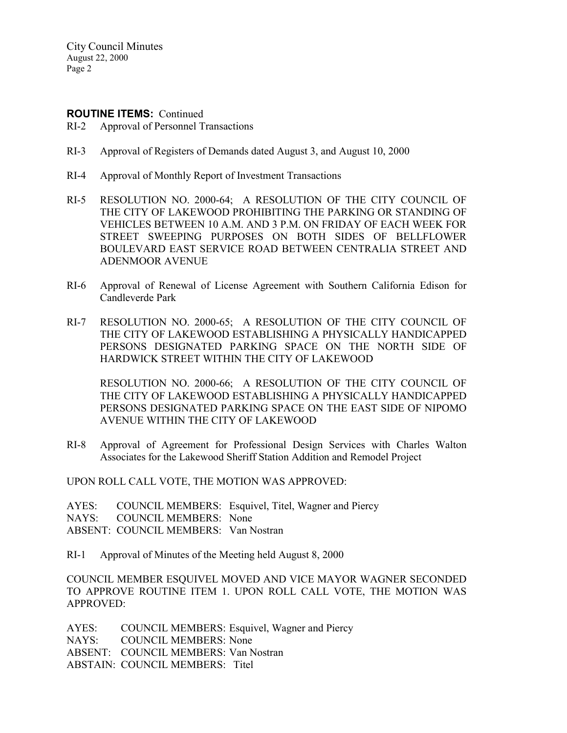**ROUTINE ITEMS:** Continued

RI-2 Approval of Personnel Transactions

RI-3 Approval of Registers of Demands dated August 3, and August 10, 2000

RI-4 Approval of Monthly Report of Investment Transactions

RI-5 RESOLUTION NO. 2000-64; A RESOLUTION OF THE CITY COUNCIL OF THE CITY OF LAKEWOOD PROHIBITING THE PARKING OR STANDING OF VEHICLES BETWEEN 10 A.M. AND 3 P.M. ON FRIDAY OF EACH WEEK FOR STREET SWEEPING PURPOSES ON BOTH SIDES OF BELLFLOWER BOULEVARD EAST SERVICE ROAD BETWEEN CENTRALIA STREET AND ADENMOOR AVENUE

RI-6 Approval of Renewal of License Agreement with Southern California Edison for Candleverde Park

RI-7 RESOLUTION NO. 2000-65; A RESOLUTION OF THE CITY COUNCIL OF THE CITY OF LAKEWOOD ESTABLISHING A PHYSICALLY HANDICAPPED PERSONS DESIGNATED PARKING SPACE ON THE NORTH SIDE OF HARDWICK STREET WITHIN THE CITY OF LAKEWOOD

RESOLUTION NO. 2000-66; A RESOLUTION OF THE CITY COUNCIL OF THE CITY OF LAKEWOOD ESTABLISHING A PHYSICALLY HANDICAPPED PERSONS DESIGNATED PARKING SPACE ON THE EAST SIDE OF NIPOMO AVENUE WITHIN THE CITY OF LAKEWOOD

RI-8 Approval of Agreement for Professional Design Services with Charles Walton Associates for the Lakewood Sheriff Station Addition and Remodel Project

UPON ROLL CALL VOTE, THE MOTION WAS APPROVED:

AYES: COUNCIL MEMBERS: Esquivel, Titel, Wagner and Piercy
NAYS: COUNCIL MEMBERS: None
ABSENT: COUNCIL MEMBERS: Van Nostran

RI-1 Approval of Minutes of the Meeting held August 8, 2000

COUNCIL MEMBER ESQUIVEL MOVED AND VICE MAYOR WAGNER SECONDED TO APPROVE ROUTINE ITEM 1. UPON ROLL CALL VOTE, THE MOTION WAS APPROVED:

AYES: COUNCIL MEMBERS: Esquivel, Wagner and Piercy
NAYS: COUNCIL MEMBERS: None
ABSENT: COUNCIL MEMBERS: Van Nostran
ABSTAIN: COUNCIL MEMBERS: Titel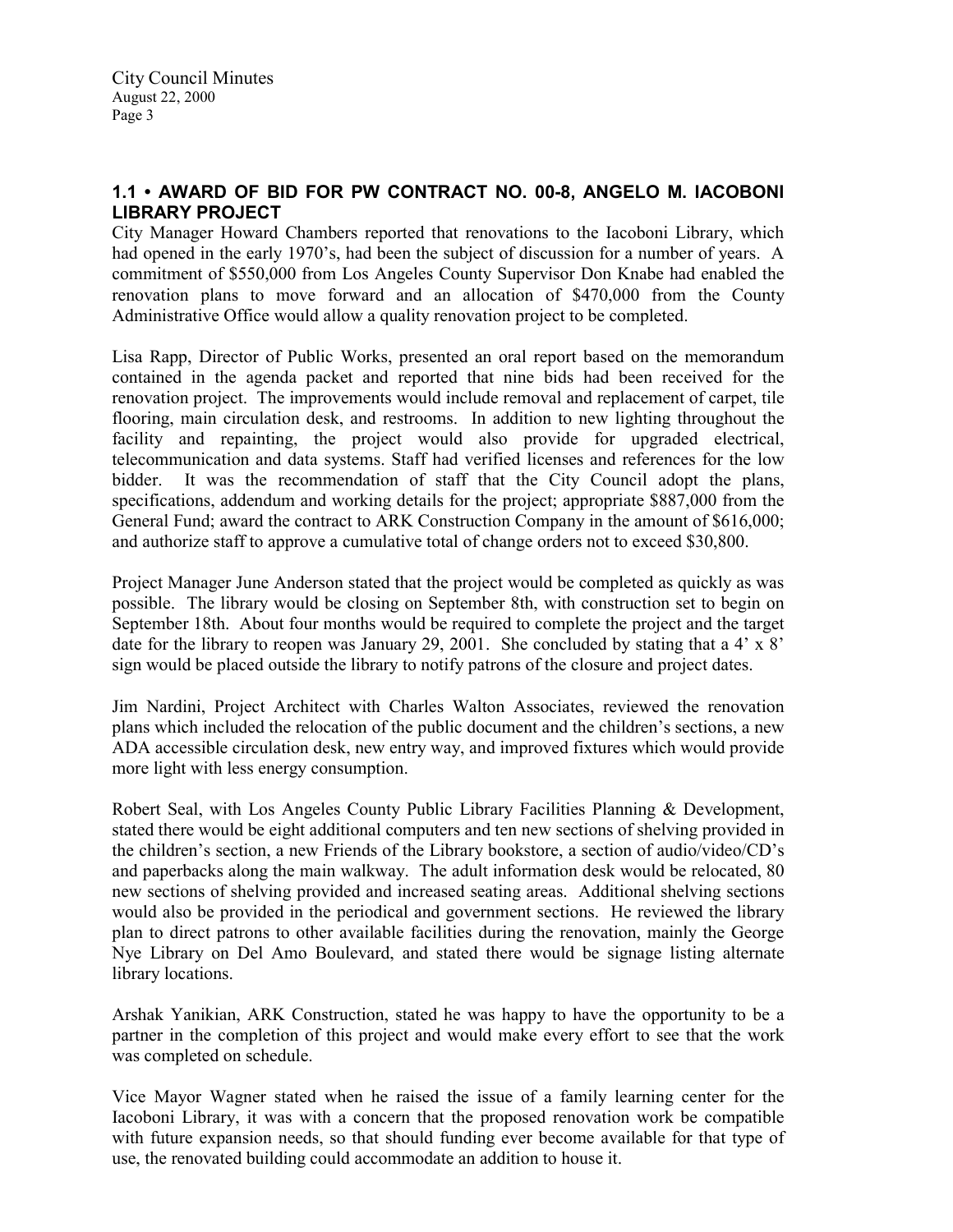## 1.1 • AWARD OF BID FOR PW CONTRACT NO. 00-8, ANGELO M. IACOBONI LIBRARY PROJECT

City Manager Howard Chambers reported that renovations to the Iacoboni Library, which had opened in the early 1970's, had been the subject of discussion for a number of years. A commitment of $550,000 from Los Angeles County Supervisor Don Knabe had enabled the renovation plans to move forward and an allocation of $470,000 from the County Administrative Office would allow a quality renovation project to be completed.

Lisa Rapp, Director of Public Works, presented an oral report based on the memorandum contained in the agenda packet and reported that nine bids had been received for the renovation project. The improvements would include removal and replacement of carpet, tile flooring, main circulation desk, and restrooms. In addition to new lighting throughout the facility and repainting, the project would also provide for upgraded electrical, telecommunication and data systems. Staff had verified licenses and references for the low bidder. It was the recommendation of staff that the City Council adopt the plans, specifications, addendum and working details for the project; appropriate $887,000 from the General Fund; award the contract to ARK Construction Company in the amount of $616,000; and authorize staff to approve a cumulative total of change orders not to exceed $30,800.

Project Manager June Anderson stated that the project would be completed as quickly as was possible. The library would be closing on September 8th, with construction set to begin on September 18th. About four months would be required to complete the project and the target date for the library to reopen was January 29, 2001. She concluded by stating that a 4' x 8' sign would be placed outside the library to notify patrons of the closure and project dates.

Jim Nardini, Project Architect with Charles Walton Associates, reviewed the renovation plans which included the relocation of the public document and the children's sections, a new ADA accessible circulation desk, new entry way, and improved fixtures which would provide more light with less energy consumption.

Robert Seal, with Los Angeles County Public Library Facilities Planning & Development, stated there would be eight additional computers and ten new sections of shelving provided in the children's section, a new Friends of the Library bookstore, a section of audio/video/CD's and paperbacks along the main walkway. The adult information desk would be relocated, 80 new sections of shelving provided and increased seating areas. Additional shelving sections would also be provided in the periodical and government sections. He reviewed the library plan to direct patrons to other available facilities during the renovation, mainly the George Nye Library on Del Amo Boulevard, and stated there would be signage listing alternate library locations.

Arshak Yanikian, ARK Construction, stated he was happy to have the opportunity to be a partner in the completion of this project and would make every effort to see that the work was completed on schedule.

Vice Mayor Wagner stated when he raised the issue of a family learning center for the Iacoboni Library, it was with a concern that the proposed renovation work be compatible with future expansion needs, so that should funding ever become available for that type of use, the renovated building could accommodate an addition to house it.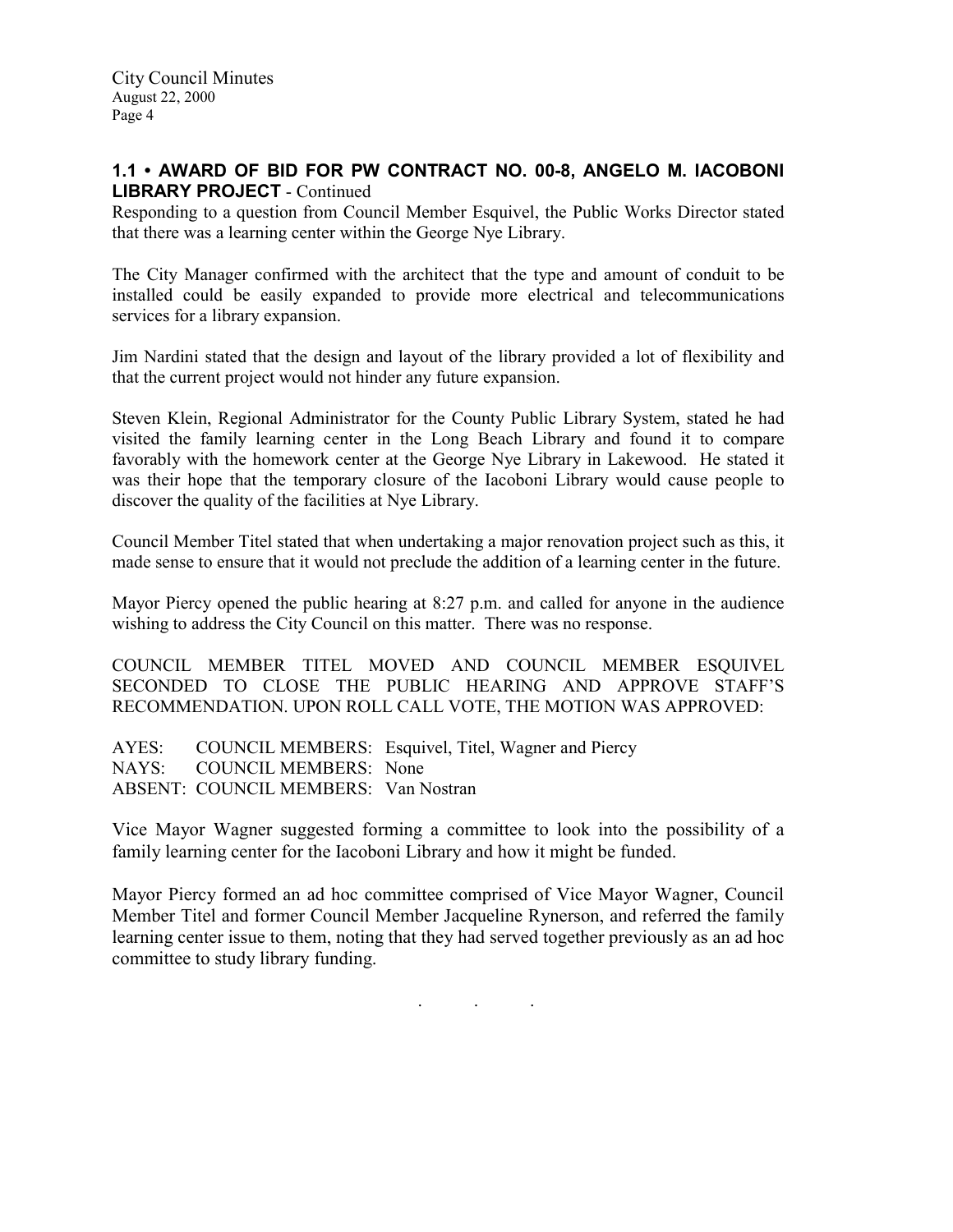## 1.1 • AWARD OF BID FOR PW CONTRACT NO. 00-8, ANGELO M. IACOBONI LIBRARY PROJECT - Continued

Responding to a question from Council Member Esquivel, the Public Works Director stated that there was a learning center within the George Nye Library.

The City Manager confirmed with the architect that the type and amount of conduit to be installed could be easily expanded to provide more electrical and telecommunications services for a library expansion.

Jim Nardini stated that the design and layout of the library provided a lot of flexibility and that the current project would not hinder any future expansion.

Steven Klein, Regional Administrator for the County Public Library System, stated he had visited the family learning center in the Long Beach Library and found it to compare favorably with the homework center at the George Nye Library in Lakewood. He stated it was their hope that the temporary closure of the Iacoboni Library would cause people to discover the quality of the facilities at Nye Library.

Council Member Titel stated that when undertaking a major renovation project such as this, it made sense to ensure that it would not preclude the addition of a learning center in the future.

Mayor Piercy opened the public hearing at 8:27 p.m. and called for anyone in the audience wishing to address the City Council on this matter. There was no response.

COUNCIL MEMBER TITEL MOVED AND COUNCIL MEMBER ESQUIVEL SECONDED TO CLOSE THE PUBLIC HEARING AND APPROVE STAFF'S RECOMMENDATION. UPON ROLL CALL VOTE, THE MOTION WAS APPROVED:

AYES: COUNCIL MEMBERS: Esquivel, Titel, Wagner and Piercy
NAYS: COUNCIL MEMBERS: None
ABSENT: COUNCIL MEMBERS: Van Nostran

Vice Mayor Wagner suggested forming a committee to look into the possibility of a family learning center for the Iacoboni Library and how it might be funded.

Mayor Piercy formed an ad hoc committee comprised of Vice Mayor Wagner, Council Member Titel and former Council Member Jacqueline Rynerson, and referred the family learning center issue to them, noting that they had served together previously as an ad hoc committee to study library funding.

. . .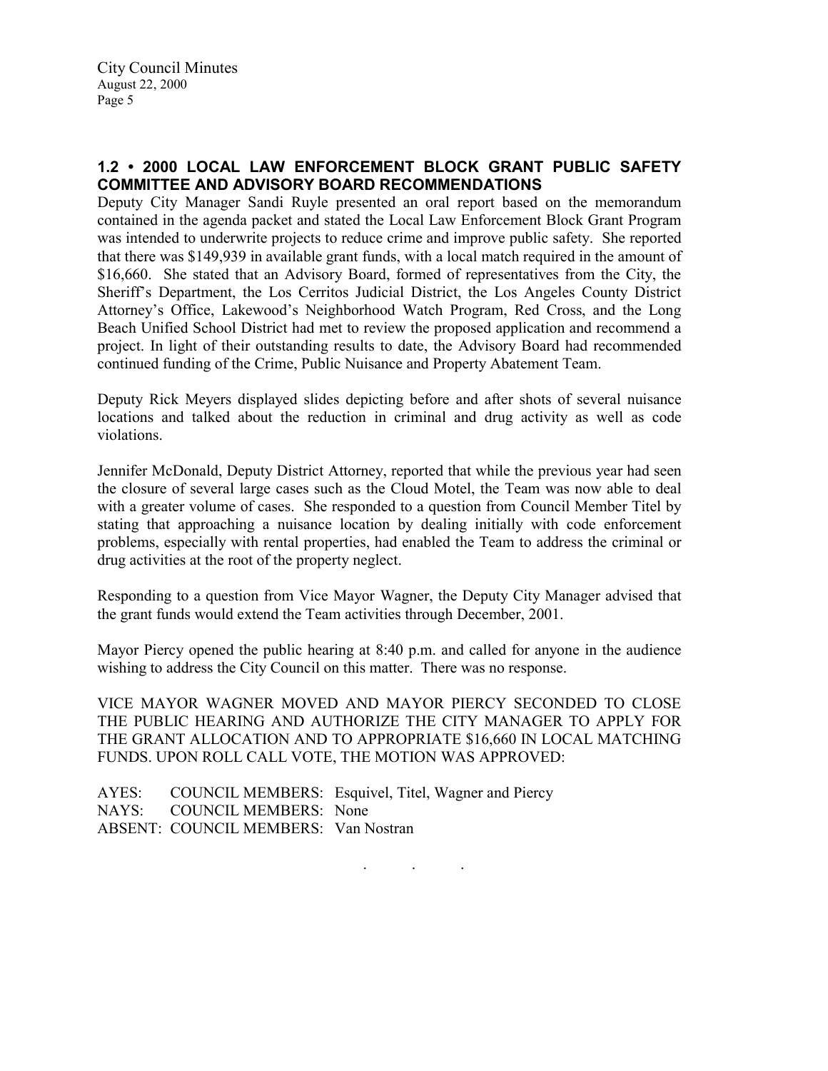## 1.2 • 2000 LOCAL LAW ENFORCEMENT BLOCK GRANT PUBLIC SAFETY COMMITTEE AND ADVISORY BOARD RECOMMENDATIONS

Deputy City Manager Sandi Ruyle presented an oral report based on the memorandum contained in the agenda packet and stated the Local Law Enforcement Block Grant Program was intended to underwrite projects to reduce crime and improve public safety. She reported that there was $149,939 in available grant funds, with a local match required in the amount of $16,660. She stated that an Advisory Board, formed of representatives from the City, the Sheriff's Department, the Los Cerritos Judicial District, the Los Angeles County District Attorney's Office, Lakewood's Neighborhood Watch Program, Red Cross, and the Long Beach Unified School District had met to review the proposed application and recommend a project. In light of their outstanding results to date, the Advisory Board had recommended continued funding of the Crime, Public Nuisance and Property Abatement Team.

Deputy Rick Meyers displayed slides depicting before and after shots of several nuisance locations and talked about the reduction in criminal and drug activity as well as code violations.

Jennifer McDonald, Deputy District Attorney, reported that while the previous year had seen the closure of several large cases such as the Cloud Motel, the Team was now able to deal with a greater volume of cases. She responded to a question from Council Member Titel by stating that approaching a nuisance location by dealing initially with code enforcement problems, especially with rental properties, had enabled the Team to address the criminal or drug activities at the root of the property neglect.

Responding to a question from Vice Mayor Wagner, the Deputy City Manager advised that the grant funds would extend the Team activities through December, 2001.

Mayor Piercy opened the public hearing at 8:40 p.m. and called for anyone in the audience wishing to address the City Council on this matter. There was no response.

VICE MAYOR WAGNER MOVED AND MAYOR PIERCY SECONDED TO CLOSE THE PUBLIC HEARING AND AUTHORIZE THE CITY MANAGER TO APPLY FOR THE GRANT ALLOCATION AND TO APPROPRIATE $16,660 IN LOCAL MATCHING FUNDS. UPON ROLL CALL VOTE, THE MOTION WAS APPROVED:

AYES: COUNCIL MEMBERS: Esquivel, Titel, Wagner and Piercy
NAYS: COUNCIL MEMBERS: None
ABSENT: COUNCIL MEMBERS: Van Nostran

. . .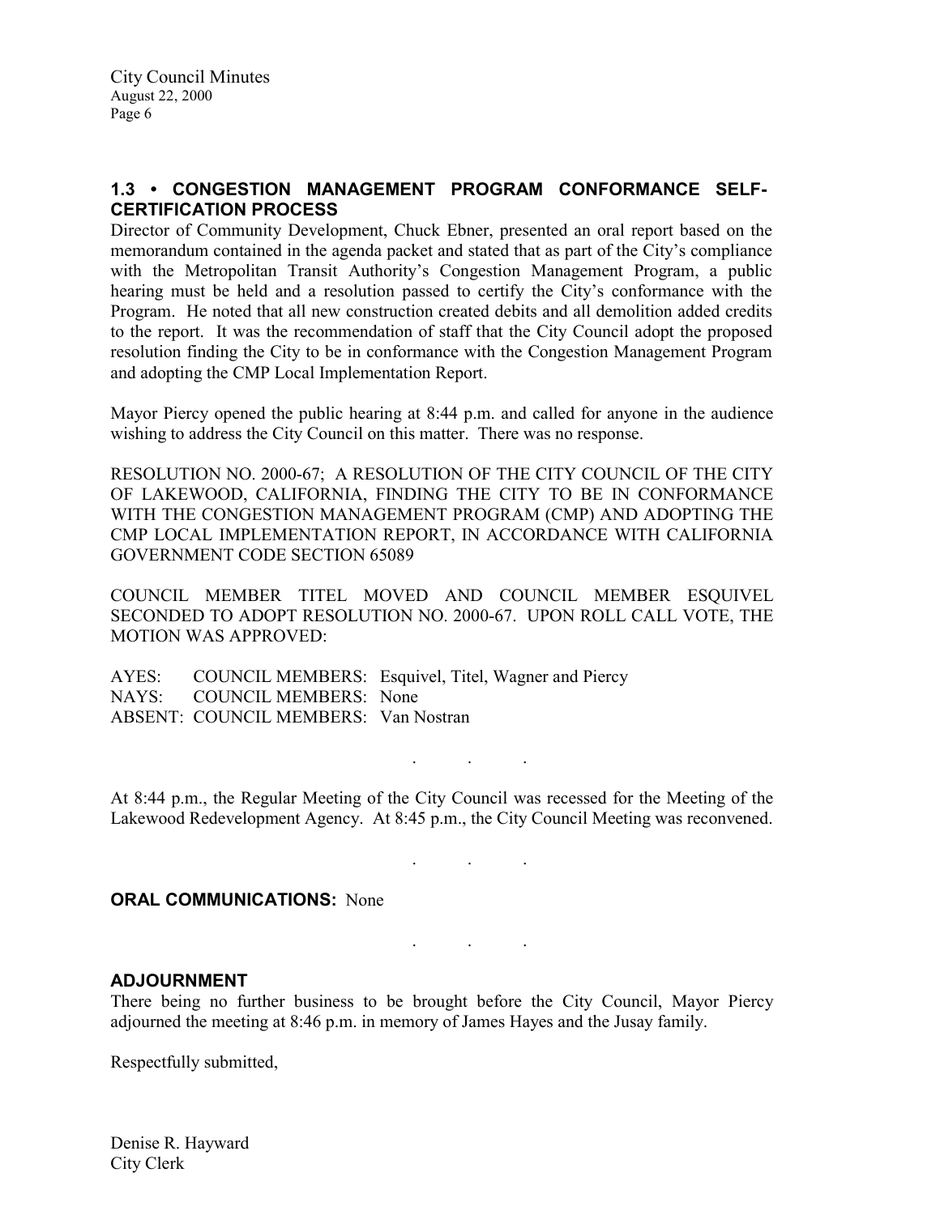## 1.3 • CONGESTION MANAGEMENT PROGRAM CONFORMANCE SELF-CERTIFICATION PROCESS

Director of Community Development, Chuck Ebner, presented an oral report based on the memorandum contained in the agenda packet and stated that as part of the City's compliance with the Metropolitan Transit Authority's Congestion Management Program, a public hearing must be held and a resolution passed to certify the City's conformance with the Program. He noted that all new construction created debits and all demolition added credits to the report. It was the recommendation of staff that the City Council adopt the proposed resolution finding the City to be in conformance with the Congestion Management Program and adopting the CMP Local Implementation Report.

Mayor Piercy opened the public hearing at 8:44 p.m. and called for anyone in the audience wishing to address the City Council on this matter. There was no response.

RESOLUTION NO. 2000-67; A RESOLUTION OF THE CITY COUNCIL OF THE CITY OF LAKEWOOD, CALIFORNIA, FINDING THE CITY TO BE IN CONFORMANCE WITH THE CONGESTION MANAGEMENT PROGRAM (CMP) AND ADOPTING THE CMP LOCAL IMPLEMENTATION REPORT, IN ACCORDANCE WITH CALIFORNIA GOVERNMENT CODE SECTION 65089

COUNCIL MEMBER TITEL MOVED AND COUNCIL MEMBER ESQUIVEL SECONDED TO ADOPT RESOLUTION NO. 2000-67. UPON ROLL CALL VOTE, THE MOTION WAS APPROVED:

AYES: COUNCIL MEMBERS: Esquivel, Titel, Wagner and Piercy
NAYS: COUNCIL MEMBERS: None
ABSENT: COUNCIL MEMBERS: Van Nostran

. . .

At 8:44 p.m., the Regular Meeting of the City Council was recessed for the Meeting of the Lakewood Redevelopment Agency. At 8:45 p.m., the City Council Meeting was reconvened.

. . .

**ORAL COMMUNICATIONS:** None

. . .

## ADJOURNMENT

There being no further business to be brought before the City Council, Mayor Piercy adjourned the meeting at 8:46 p.m. in memory of James Hayes and the Jusay family.

Respectfully submitted,

Denise R. Hayward
City Clerk